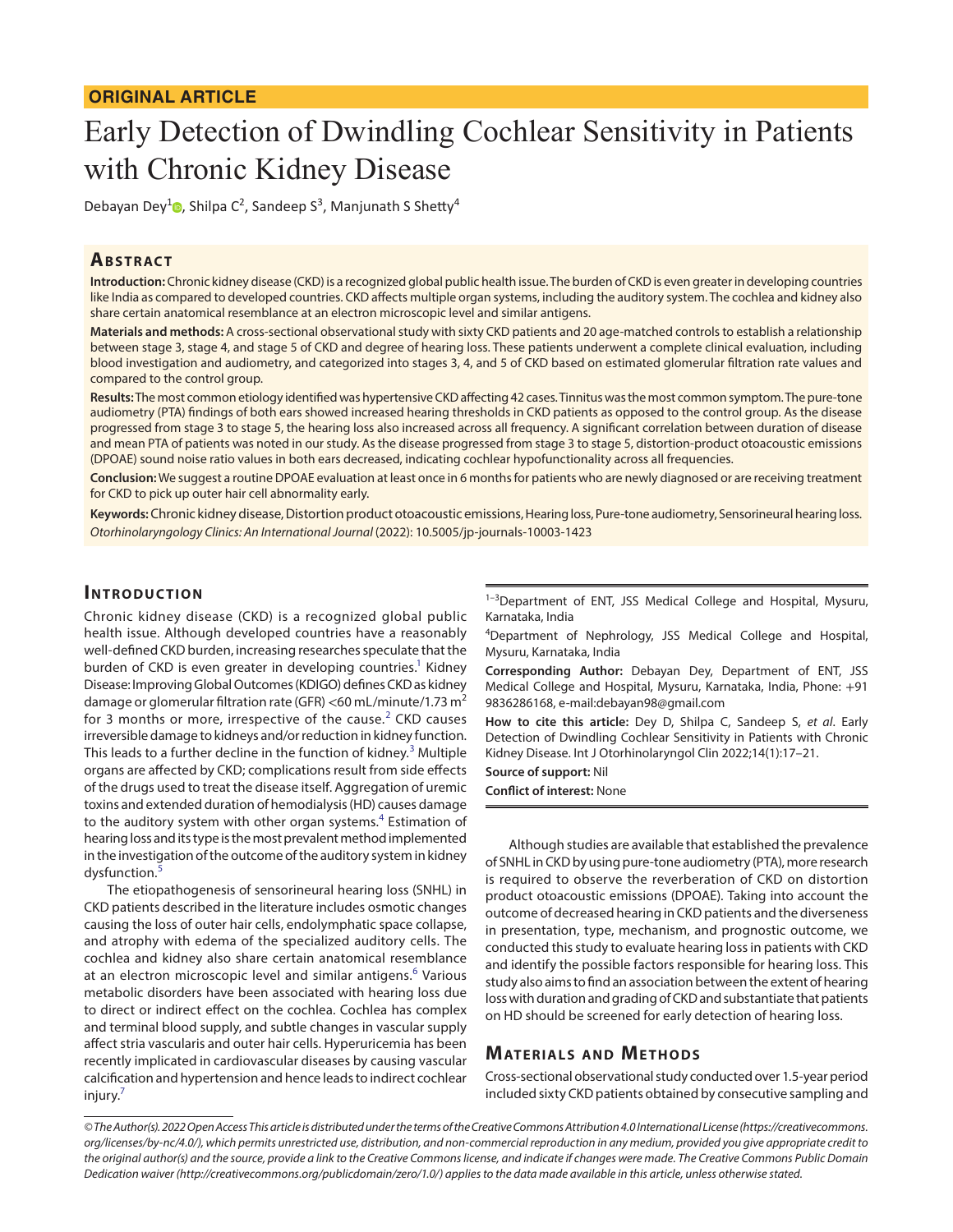**ORIGINAL ARTICLE**

# Early Detection of Dwindling Cochlear Sensitivity in Patients with Chronic Kidney Disease

Debayan Dey[1], Shilpa C[2], Sandeep S[3], Manjunath S Shetty[4]

## Abstract

**Introduction:** Chronic kidney disease (CKD) is a recognized global public health issue. The burden of CKD is even greater in developing countries like India as compared to developed countries. CKD affects multiple organ systems, including the auditory system. The cochlea and kidney also share certain anatomical resemblance at an electron microscopic level and similar antigens.

**Materials and methods:** A cross-sectional observational study with sixty CKD patients and 20 age-matched controls to establish a relationship between stage 3, stage 4, and stage 5 of CKD and degree of hearing loss. These patients underwent a complete clinical evaluation, including blood investigation and audiometry, and categorized into stages 3, 4, and 5 of CKD based on estimated glomerular filtration rate values and compared to the control group.

**Results:** The most common etiology identified was hypertensive CKD affecting 42 cases. Tinnitus was the most common symptom. The pure-tone audiometry (PTA) findings of both ears showed increased hearing thresholds in CKD patients as opposed to the control group. As the disease progressed from stage 3 to stage 5, the hearing loss also increased across all frequency. A significant correlation between duration of disease and mean PTA of patients was noted in our study. As the disease progressed from stage 3 to stage 5, distortion-product otoacoustic emissions (DPOAE) sound noise ratio values in both ears decreased, indicating cochlear hypofunctionality across all frequencies.

**Conclusion:** We suggest a routine DPOAE evaluation at least once in 6 months for patients who are newly diagnosed or are receiving treatment for CKD to pick up outer hair cell abnormality early.

**Keywords:** Chronic kidney disease, Distortion product otoacoustic emissions, Hearing loss, Pure-tone audiometry, Sensorineural hearing loss.

*Otorhinolaryngology Clinics: An International Journal* (2022): 10.5005/jp-journals-10003-1423

## Introduction

Chronic kidney disease (CKD) is a recognized global public health issue. Although developed countries have a reasonably well-defined CKD burden, increasing researches speculate that the burden of CKD is even greater in developing countries.[1] Kidney Disease: Improving Global Outcomes (KDIGO) defines CKD as kidney damage or glomerular filtration rate (GFR) <60 mL/minute/1.73 $m^2$ for 3 months or more, irrespective of the cause.[2] CKD causes irreversible damage to kidneys and/or reduction in kidney function. This leads to a further decline in the function of kidney.[3] Multiple organs are affected by CKD; complications result from side effects of the drugs used to treat the disease itself. Aggregation of uremic toxins and extended duration of hemodialysis (HD) causes damage to the auditory system with other organ systems.[4] Estimation of hearing loss and its type is the most prevalent method implemented in the investigation of the outcome of the auditory system in kidney dysfunction.[5]

The etiopathogenesis of sensorineural hearing loss (SNHL) in CKD patients described in the literature includes osmotic changes causing the loss of outer hair cells, endolymphatic space collapse, and atrophy with edema of the specialized auditory cells. The cochlea and kidney also share certain anatomical resemblance at an electron microscopic level and similar antigens.[6] Various metabolic disorders have been associated with hearing loss due to direct or indirect effect on the cochlea. Cochlea has complex and terminal blood supply, and subtle changes in vascular supply affect stria vascularis and outer hair cells. Hyperuricemia has been recently implicated in cardiovascular diseases by causing vascular calcification and hypertension and hence leads to indirect cochlear injury.[7]

Although studies are available that established the prevalence of SNHL in CKD by using pure-tone audiometry (PTA), more research is required to observe the reverberation of CKD on distortion product otoacoustic emissions (DPOAE). Taking into account the outcome of decreased hearing in CKD patients and the diverseness in presentation, type, mechanism, and prognostic outcome, we conducted this study to evaluate hearing loss in patients with CKD and identify the possible factors responsible for hearing loss. This study also aims to find an association between the extent of hearing loss with duration and grading of CKD and substantiate that patients on HD should be screened for early detection of hearing loss.

## Materials and Methods

Cross-sectional observational study conducted over 1.5-year period included sixty CKD patients obtained by consecutive sampling and

---

[1–3]Department of ENT, JSS Medical College and Hospital, Mysuru, Karnataka, India

[4]Department of Nephrology, JSS Medical College and Hospital, Mysuru, Karnataka, India

**Corresponding Author:** Debayan Dey, Department of ENT, JSS Medical College and Hospital, Mysuru, Karnataka, India, Phone: +91 9836286168, e-mail:debayan98@gmail.com

**How to cite this article:** Dey D, Shilpa C, Sandeep S, *et al*. Early Detection of Dwindling Cochlear Sensitivity in Patients with Chronic Kidney Disease. Int J Otorhinolaryngol Clin 2022;14(1):17–21.

**Source of support:** Nil

**Conflict of interest:** None

*© The Author(s). 2022 Open Access This article is distributed under the terms of the Creative Commons Attribution 4.0 International License (https://creativecommons.org/licenses/by-nc/4.0/), which permits unrestricted use, distribution, and non-commercial reproduction in any medium, provided you give appropriate credit to the original author(s) and the source, provide a link to the Creative Commons license, and indicate if changes were made. The Creative Commons Public Domain Dedication waiver (http://creativecommons.org/publicdomain/zero/1.0/) applies to the data made available in this article, unless otherwise stated.*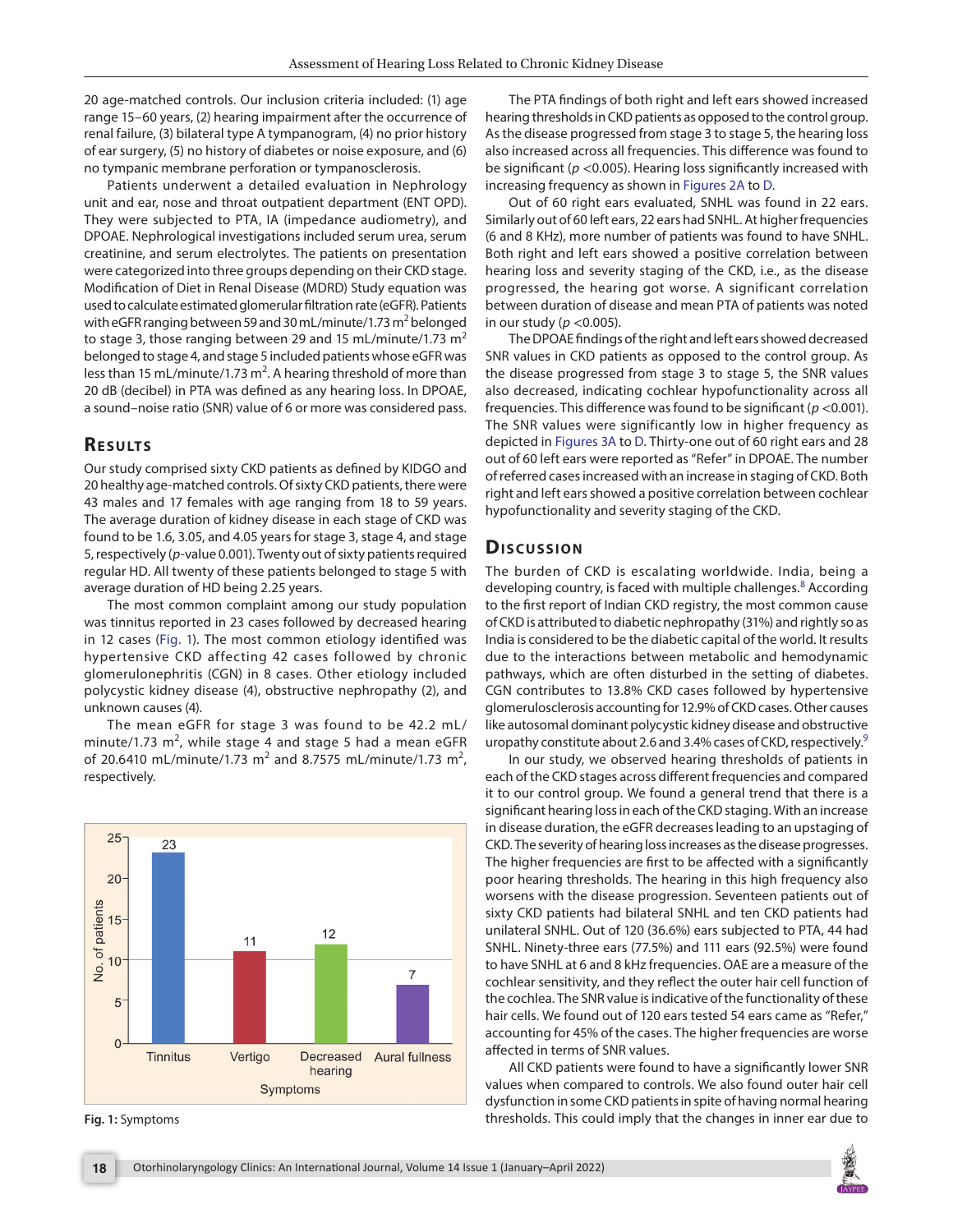20 age-matched controls. Our inclusion criteria included: (1) age range 15–60 years, (2) hearing impairment after the occurrence of renal failure, (3) bilateral type A tympanogram, (4) no prior history of ear surgery, (5) no history of diabetes or noise exposure, and (6) no tympanic membrane perforation or tympanosclerosis.

Patients underwent a detailed evaluation in Nephrology unit and ear, nose and throat outpatient department (ENT OPD). They were subjected to PTA, IA (impedance audiometry), and DPOAE. Nephrological investigations included serum urea, serum creatinine, and serum electrolytes. The patients on presentation were categorized into three groups depending on their CKD stage. Modification of Diet in Renal Disease (MDRD) Study equation was used to calculate estimated glomerular filtration rate (eGFR). Patients with eGFR ranging between 59 and 30 mL/minute/1.73 $m^2$ belonged to stage 3, those ranging between 29 and 15 mL/minute/1.73 $m^2$ belonged to stage 4, and stage 5 included patients whose eGFR was less than 15 mL/minute/1.73 $m^2$. A hearing threshold of more than 20 dB (decibel) in PTA was defined as any hearing loss. In DPOAE, a sound–noise ratio (SNR) value of 6 or more was considered pass.

## Results

Our study comprised sixty CKD patients as defined by KIDGO and 20 healthy age-matched controls. Of sixty CKD patients, there were 43 males and 17 females with age ranging from 18 to 59 years. The average duration of kidney disease in each stage of CKD was found to be 1.6, 3.05, and 4.05 years for stage 3, stage 4, and stage 5, respectively ($p$-value 0.001). Twenty out of sixty patients required regular HD. All twenty of these patients belonged to stage 5 with average duration of HD being 2.25 years.

The most common complaint among our study population was tinnitus reported in 23 cases followed by decreased hearing in 12 cases (Fig. 1). The most common etiology identified was hypertensive CKD affecting 42 cases followed by chronic glomerulonephritis (CGN) in 8 cases. Other etiology included polycystic kidney disease (4), obstructive nephropathy (2), and unknown causes (4).

The mean eGFR for stage 3 was found to be 42.2 mL/minute/1.73 $m^2$, while stage 4 and stage 5 had a mean eGFR of 20.6410 mL/minute/1.73 $m^2$ and 8.7575 mL/minute/1.73 $m^2$, respectively.

**Fig. 1:** Symptoms

The PTA findings of both right and left ears showed increased hearing thresholds in CKD patients as opposed to the control group. As the disease progressed from stage 3 to stage 5, the hearing loss also increased across all frequencies. This difference was found to be significant ($p$ <0.005). Hearing loss significantly increased with increasing frequency as shown in Figures 2A to D.

Out of 60 right ears evaluated, SNHL was found in 22 ears. Similarly out of 60 left ears, 22 ears had SNHL. At higher frequencies (6 and 8 KHz), more number of patients was found to have SNHL. Both right and left ears showed a positive correlation between hearing loss and severity staging of the CKD, i.e., as the disease progressed, the hearing got worse. A significant correlation between duration of disease and mean PTA of patients was noted in our study ($p$ <0.005).

The DPOAE findings of the right and left ears showed decreased SNR values in CKD patients as opposed to the control group. As the disease progressed from stage 3 to stage 5, the SNR values also decreased, indicating cochlear hypofunctionality across all frequencies. This difference was found to be significant ($p$ <0.001). The SNR values were significantly low in higher frequency as depicted in Figures 3A to D. Thirty-one out of 60 right ears and 28 out of 60 left ears were reported as "Refer" in DPOAE. The number of referred cases increased with an increase in staging of CKD. Both right and left ears showed a positive correlation between cochlear hypofunctionality and severity staging of the CKD.

## Discussion

The burden of CKD is escalating worldwide. India, being a developing country, is faced with multiple challenges.[8] According to the first report of Indian CKD registry, the most common cause of CKD is attributed to diabetic nephropathy (31%) and rightly so as India is considered to be the diabetic capital of the world. It results due to the interactions between metabolic and hemodynamic pathways, which are often disturbed in the setting of diabetes. CGN contributes to 13.8% CKD cases followed by hypertensive glomerulosclerosis accounting for 12.9% of CKD cases. Other causes like autosomal dominant polycystic kidney disease and obstructive uropathy constitute about 2.6 and 3.4% cases of CKD, respectively.[9]

In our study, we observed hearing thresholds of patients in each of the CKD stages across different frequencies and compared it to our control group. We found a general trend that there is a significant hearing loss in each of the CKD staging. With an increase in disease duration, the eGFR decreases leading to an upstaging of CKD. The severity of hearing loss increases as the disease progresses. The higher frequencies are first to be affected with a significantly poor hearing thresholds. The hearing in this high frequency also worsens with the disease progression. Seventeen patients out of sixty CKD patients had bilateral SNHL and ten CKD patients had unilateral SNHL. Out of 120 (36.6%) ears subjected to PTA, 44 had SNHL. Ninety-three ears (77.5%) and 111 ears (92.5%) were found to have SNHL at 6 and 8 kHz frequencies. OAE are a measure of the cochlear sensitivity, and they reflect the outer hair cell function of the cochlea. The SNR value is indicative of the functionality of these hair cells. We found out of 120 ears tested 54 ears came as "Refer," accounting for 45% of the cases. The higher frequencies are worse affected in terms of SNR values.

All CKD patients were found to have a significantly lower SNR values when compared to controls. We also found outer hair cell dysfunction in some CKD patients in spite of having normal hearing thresholds. This could imply that the changes in inner ear due to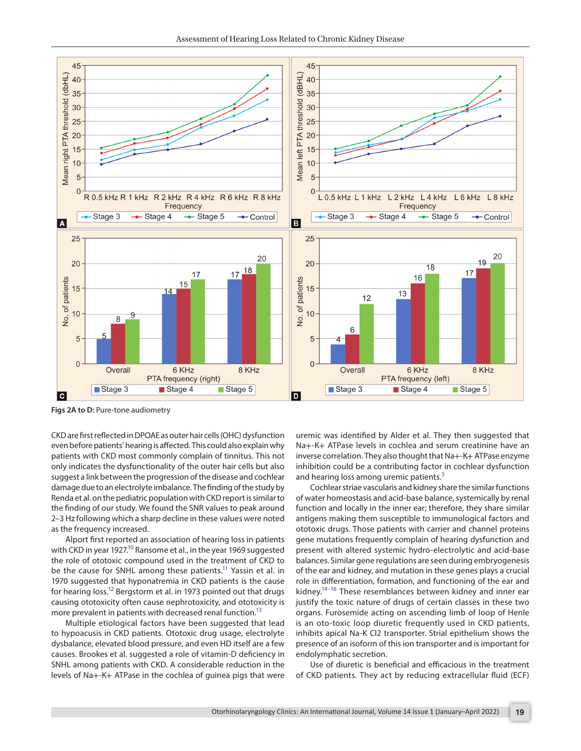Figs 2A to D: Pure-tone audiometry

CKD are first reflected in DPOAE as outer hair cells (OHC) dysfunction even before patients' hearing is affected. This could also explain why patients with CKD most commonly complain of tinnitus. This not only indicates the dysfunctionality of the outer hair cells but also suggest a link between the progression of the disease and cochlear damage due to an electrolyte imbalance. The finding of the study by Renda et al. on the pediatric population with CKD report is similar to the finding of our study. We found the SNR values to peak around 2–3 Hz following which a sharp decline in these values were noted as the frequency increased.

Alport first reported an association of hearing loss in patients with CKD in year 1927.[10] Ransome et al., in the year 1969 suggested the role of ototoxic compound used in the treatment of CKD to be the cause for SNHL among these patients.[11] Yassin et al. in 1970 suggested that hyponatremia in CKD patients is the cause for hearing loss.[12] Bergstorm et al. in 1973 pointed out that drugs causing ototoxicity often cause nephrotoxicity, and ototoxicity is more prevalent in patients with decreased renal function.[13]

Multiple etiological factors have been suggested that lead to hypoacusis in CKD patients. Ototoxic drug usage, electrolyte dysbalance, elevated blood pressure, and even HD itself are a few causes. Brookes et al. suggested a role of vitamin-D deficiency in SNHL among patients with CKD. A considerable reduction in the levels of Na+-K+ ATPase in the cochlea of guinea pigs that were uremic was identified by Alder et al. They then suggested that Na+-K+ ATPase levels in cochlea and serum creatinine have an inverse correlation. They also thought that Na+-K+ ATPase enzyme inhibition could be a contributing factor in cochlear dysfunction and hearing loss among uremic patients.[5]

Cochlear striae vascularis and kidney share the similar functions of water homeostasis and acid-base balance, systemically by renal function and locally in the inner ear; therefore, they share similar antigens making them susceptible to immunological factors and ototoxic drugs. Those patients with carrier and channel proteins gene mutations frequently complain of hearing dysfunction and present with altered systemic hydro-electrolytic and acid-base balances. Similar gene regulations are seen during embryogenesis of the ear and kidney, and mutation in these genes plays a crucial role in differentiation, formation, and functioning of the ear and kidney.[14–16] These resemblances between kidney and inner ear justify the toxic nature of drugs of certain classes in these two organs. Furosemide acting on ascending limb of loop of Henle is an oto-toxic loop diuretic frequently used in CKD patients, inhibits apical Na-K Cl2 transporter. Strial epithelium shows the presence of an isoform of this ion transporter and is important for endolymphatic secretion.

Use of diuretic is beneficial and efficacious in the treatment of CKD patients. They act by reducing extracellular fluid (ECF)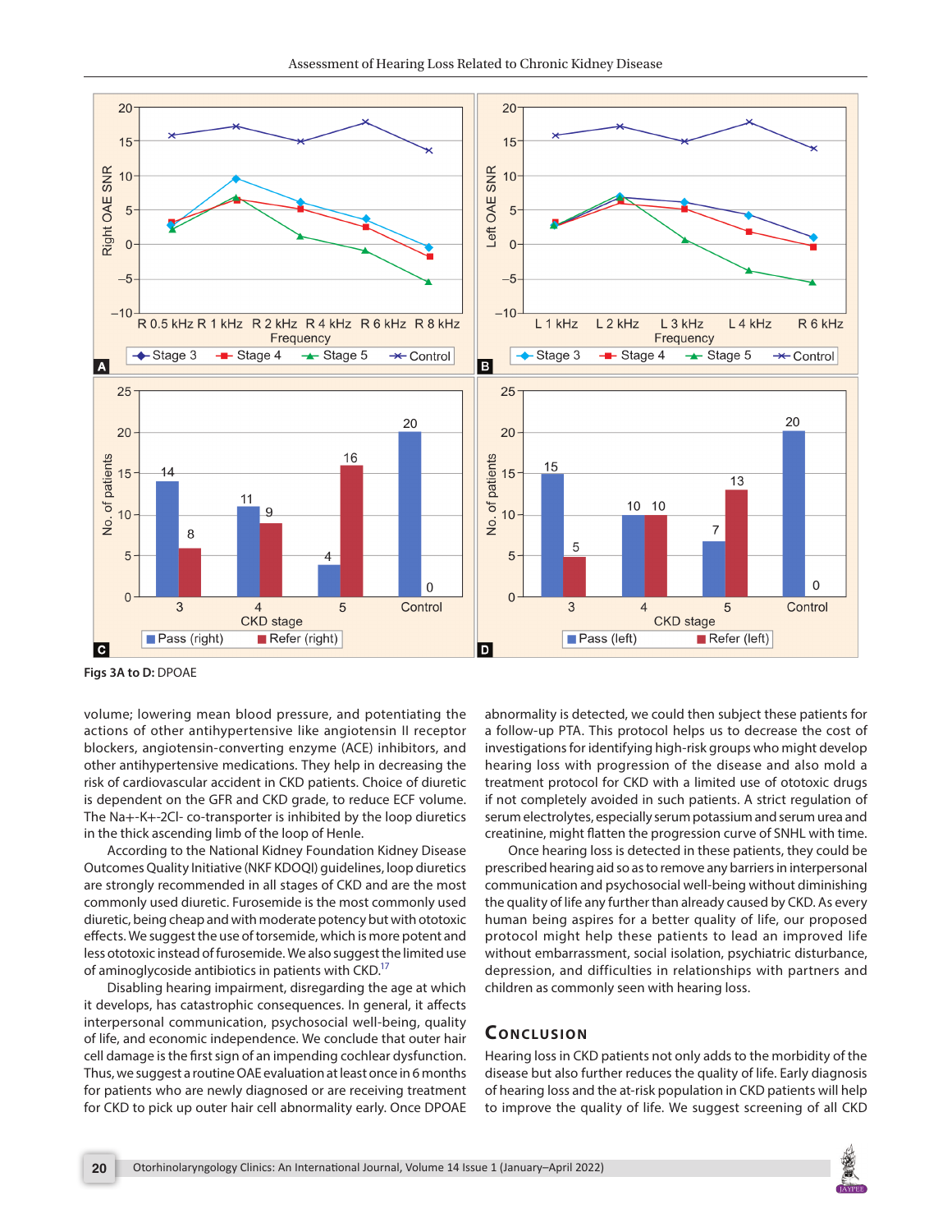Figs 3A to D: DPOAE

volume; lowering mean blood pressure, and potentiating the actions of other antihypertensive like angiotensin II receptor blockers, angiotensin-converting enzyme (ACE) inhibitors, and other antihypertensive medications. They help in decreasing the risk of cardiovascular accident in CKD patients. Choice of diuretic is dependent on the GFR and CKD grade, to reduce ECF volume. The Na+-K+-2Cl- co-transporter is inhibited by the loop diuretics in the thick ascending limb of the loop of Henle.

According to the National Kidney Foundation Kidney Disease Outcomes Quality Initiative (NKF KDOQI) guidelines, loop diuretics are strongly recommended in all stages of CKD and are the most commonly used diuretic. Furosemide is the most commonly used diuretic, being cheap and with moderate potency but with ototoxic effects. We suggest the use of torsemide, which is more potent and less ototoxic instead of furosemide. We also suggest the limited use of aminoglycoside antibiotics in patients with CKD.[17]

Disabling hearing impairment, disregarding the age at which it develops, has catastrophic consequences. In general, it affects interpersonal communication, psychosocial well-being, quality of life, and economic independence. We conclude that outer hair cell damage is the first sign of an impending cochlear dysfunction. Thus, we suggest a routine OAE evaluation at least once in 6 months for patients who are newly diagnosed or are receiving treatment for CKD to pick up outer hair cell abnormality early. Once DPOAE abnormality is detected, we could then subject these patients for a follow-up PTA. This protocol helps us to decrease the cost of investigations for identifying high-risk groups who might develop hearing loss with progression of the disease and also mold a treatment protocol for CKD with a limited use of ototoxic drugs if not completely avoided in such patients. A strict regulation of serum electrolytes, especially serum potassium and serum urea and creatinine, might flatten the progression curve of SNHL with time.

Once hearing loss is detected in these patients, they could be prescribed hearing aid so as to remove any barriers in interpersonal communication and psychosocial well-being without diminishing the quality of life any further than already caused by CKD. As every human being aspires for a better quality of life, our proposed protocol might help these patients to lead an improved life without embarrassment, social isolation, psychiatric disturbance, depression, and difficulties in relationships with partners and children as commonly seen with hearing loss.

## Conclusion

Hearing loss in CKD patients not only adds to the morbidity of the disease but also further reduces the quality of life. Early diagnosis of hearing loss and the at-risk population in CKD patients will help to improve the quality of life. We suggest screening of all CKD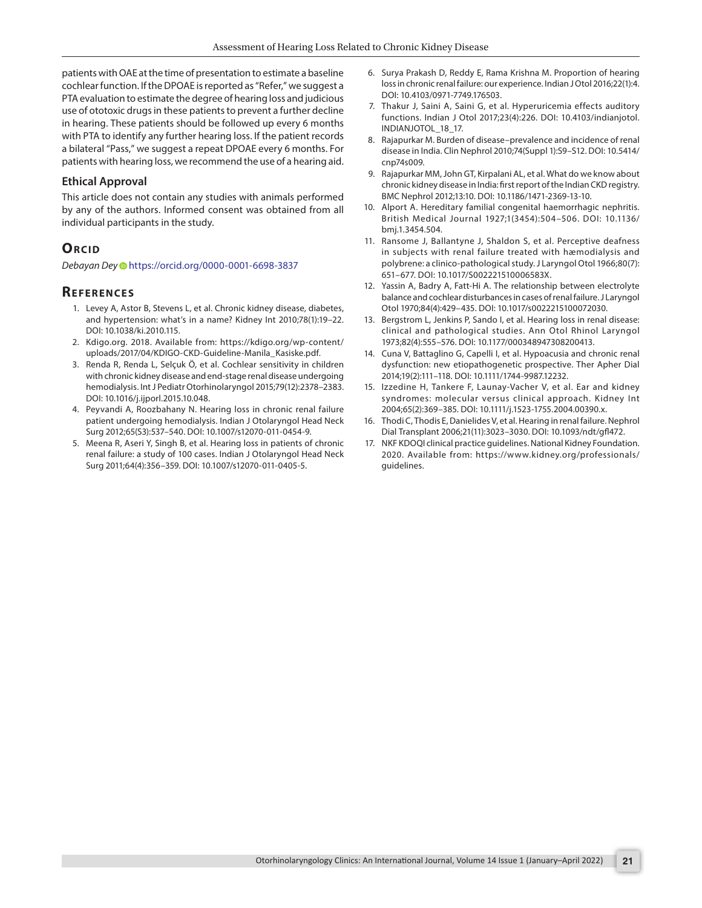patients with OAE at the time of presentation to estimate a baseline cochlear function. If the DPOAE is reported as "Refer," we suggest a PTA evaluation to estimate the degree of hearing loss and judicious use of ototoxic drugs in these patients to prevent a further decline in hearing. These patients should be followed up every 6 months with PTA to identify any further hearing loss. If the patient records a bilateral "Pass," we suggest a repeat DPOAE every 6 months. For patients with hearing loss, we recommend the use of a hearing aid.

### Ethical Approval

This article does not contain any studies with animals performed by any of the authors. Informed consent was obtained from all individual participants in the study.

## Orcid

*Debayan Dey* https://orcid.org/0000-0001-6698-3837

## References

1. Levey A, Astor B, Stevens L, et al. Chronic kidney disease, diabetes, and hypertension: what's in a name? Kidney Int 2010;78(1):19–22. DOI: 10.1038/ki.2010.115.
2. Kdigo.org. 2018. Available from: https://kdigo.org/wp-content/uploads/2017/04/KDIGO-CKD-Guideline-Manila_Kasiske.pdf.
3. Renda R, Renda L, Selçuk Ö, et al. Cochlear sensitivity in children with chronic kidney disease and end-stage renal disease undergoing hemodialysis. Int J Pediatr Otorhinolaryngol 2015;79(12):2378–2383. DOI: 10.1016/j.ijporl.2015.10.048.
4. Peyvandi A, Roozbahany N. Hearing loss in chronic renal failure patient undergoing hemodialysis. Indian J Otolaryngol Head Neck Surg 2012;65(S3):537–540. DOI: 10.1007/s12070-011-0454-9.
5. Meena R, Aseri Y, Singh B, et al. Hearing loss in patients of chronic renal failure: a study of 100 cases. Indian J Otolaryngol Head Neck Surg 2011;64(4):356–359. DOI: 10.1007/s12070-011-0405-5.
6. Surya Prakash D, Reddy E, Rama Krishna M. Proportion of hearing loss in chronic renal failure: our experience. Indian J Otol 2016;22(1):4. DOI: 10.4103/0971-7749.176503.
7. Thakur J, Saini A, Saini G, et al. Hyperuricemia effects auditory functions. Indian J Otol 2017;23(4):226. DOI: 10.4103/indianjotol.INDIANJOTOL_18_17.
8. Rajapurkar M. Burden of disease–prevalence and incidence of renal disease in India. Clin Nephrol 2010;74(Suppl 1):S9–S12. DOI: 10.5414/cnp74s009.
9. Rajapurkar MM, John GT, Kirpalani AL, et al. What do we know about chronic kidney disease in India: first report of the Indian CKD registry. BMC Nephrol 2012;13:10. DOI: 10.1186/1471-2369-13-10.
10. Alport A. Hereditary familial congenital haemorrhagic nephritis. British Medical Journal 1927;1(3454):504–506. DOI: 10.1136/bmj.1.3454.504.
11. Ransome J, Ballantyne J, Shaldon S, et al. Perceptive deafness in subjects with renal failure treated with hæmodialysis and polybrene: a clinico-pathological study. J Laryngol Otol 1966;80(7):651–677. DOI: 10.1017/S002221510006583X.
12. Yassin A, Badry A, Fatt-Hi A. The relationship between electrolyte balance and cochlear disturbances in cases of renal failure. J Laryngol Otol 1970;84(4):429–435. DOI: 10.1017/s0022215100072030.
13. Bergstrom L, Jenkins P, Sando I, et al. Hearing loss in renal disease: clinical and pathological studies. Ann Otol Rhinol Laryngol 1973;82(4):555–576. DOI: 10.1177/000348947308200413.
14. Cuna V, Battaglino G, Capelli I, et al. Hypoacusia and chronic renal dysfunction: new etiopathogenetic prospective. Ther Apher Dial 2014;19(2):111–118. DOI: 10.1111/1744-9987.12232.
15. Izzedine H, Tankere F, Launay-Vacher V, et al. Ear and kidney syndromes: molecular versus clinical approach. Kidney Int 2004;65(2):369–385. DOI: 10.1111/j.1523-1755.2004.00390.x.
16. Thodi C, Thodis E, Danielides V, et al. Hearing in renal failure. Nephrol Dial Transplant 2006;21(11):3023–3030. DOI: 10.1093/ndt/gfl472.
17. NKF KDOQI clinical practice guidelines. National Kidney Foundation. 2020. Available from: https://www.kidney.org/professionals/guidelines.